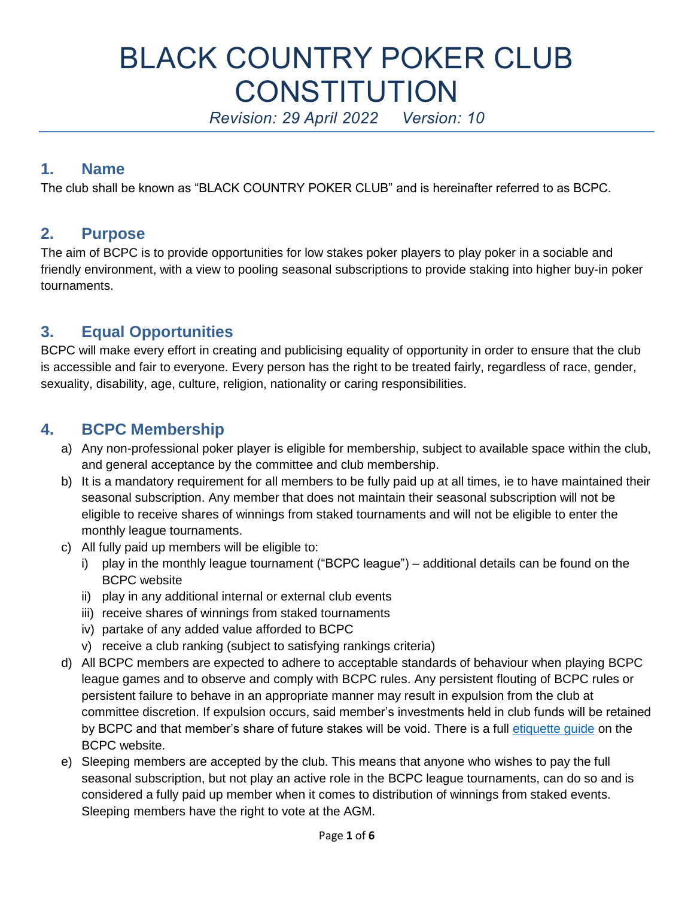# BLACK COUNTRY POKER CLUB CONSTITUTION

*Revision: 29 April 2022     Version: 10*

## 1. Name

The club shall be known as "BLACK COUNTRY POKER CLUB" and is hereinafter referred to as BCPC.

## 2. Purpose

The aim of BCPC is to provide opportunities for low stakes poker players to play poker in a sociable and friendly environment, with a view to pooling seasonal subscriptions to provide staking into higher buy-in poker tournaments.

## 3. Equal Opportunities

BCPC will make every effort in creating and publicising equality of opportunity in order to ensure that the club is accessible and fair to everyone. Every person has the right to be treated fairly, regardless of race, gender, sexuality, disability, age, culture, religion, nationality or caring responsibilities.

## 4. BCPC Membership

a) Any non-professional poker player is eligible for membership, subject to available space within the club, and general acceptance by the committee and club membership.

b) It is a mandatory requirement for all members to be fully paid up at all times, ie to have maintained their seasonal subscription. Any member that does not maintain their seasonal subscription will not be eligible to receive shares of winnings from staked tournaments and will not be eligible to enter the monthly league tournaments.

c) All fully paid up members will be eligible to:
   i) play in the monthly league tournament ("BCPC league") – additional details can be found on the BCPC website
   ii) play in any additional internal or external club events
   iii) receive shares of winnings from staked tournaments
   iv) partake of any added value afforded to BCPC
   v) receive a club ranking (subject to satisfying rankings criteria)

d) All BCPC members are expected to adhere to acceptable standards of behaviour when playing BCPC league games and to observe and comply with BCPC rules. Any persistent flouting of BCPC rules or persistent failure to behave in an appropriate manner may result in expulsion from the club at committee discretion. If expulsion occurs, said member's investments held in club funds will be retained by BCPC and that member's share of future stakes will be void. There is a full etiquette guide on the BCPC website.

e) Sleeping members are accepted by the club. This means that anyone who wishes to pay the full seasonal subscription, but not play an active role in the BCPC league tournaments, can do so and is considered a fully paid up member when it comes to distribution of winnings from staked events. Sleeping members have the right to vote at the AGM.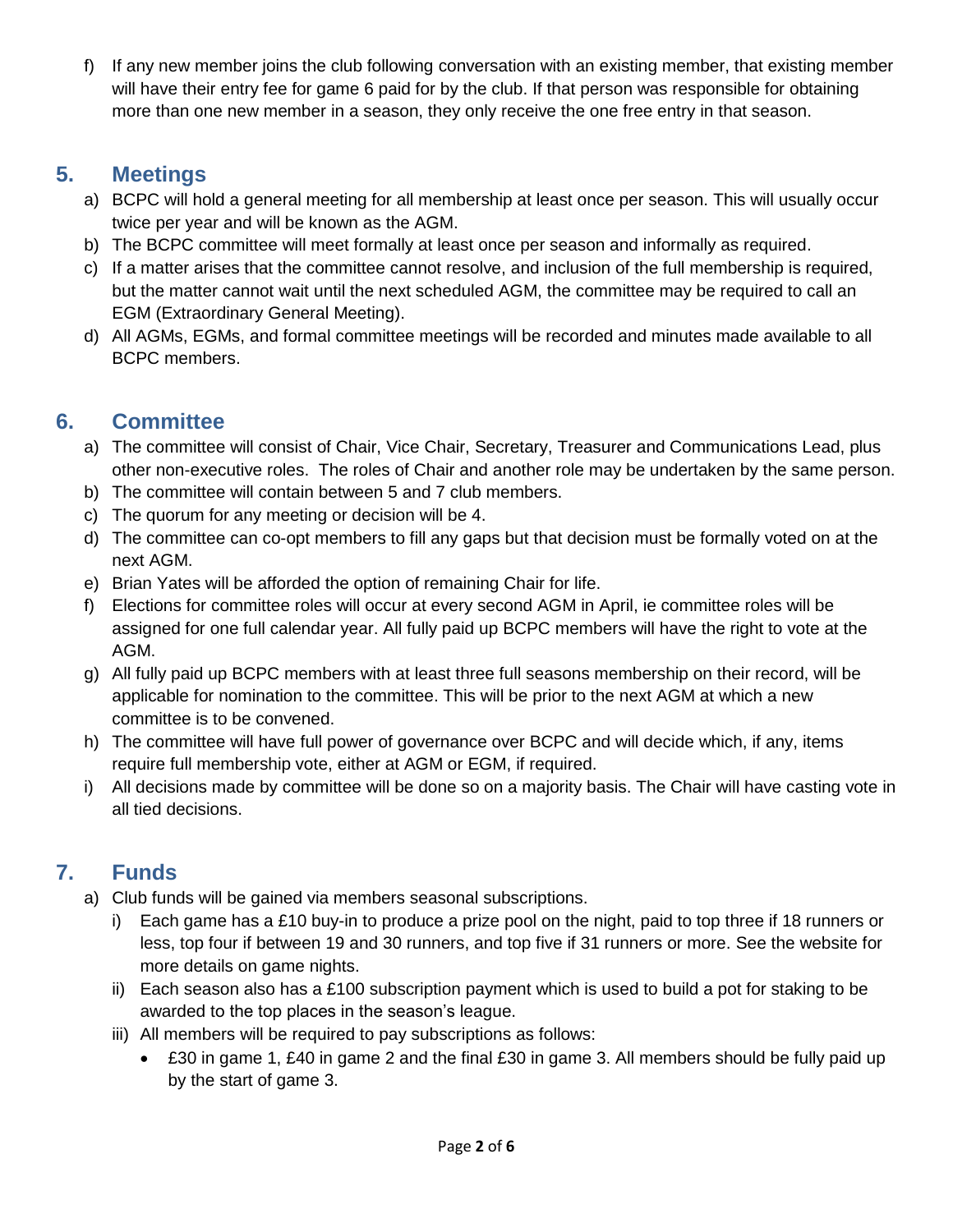f) If any new member joins the club following conversation with an existing member, that existing member will have their entry fee for game 6 paid for by the club. If that person was responsible for obtaining more than one new member in a season, they only receive the one free entry in that season.

## 5. Meetings

a) BCPC will hold a general meeting for all membership at least once per season. This will usually occur twice per year and will be known as the AGM.
b) The BCPC committee will meet formally at least once per season and informally as required.
c) If a matter arises that the committee cannot resolve, and inclusion of the full membership is required, but the matter cannot wait until the next scheduled AGM, the committee may be required to call an EGM (Extraordinary General Meeting).
d) All AGMs, EGMs, and formal committee meetings will be recorded and minutes made available to all BCPC members.

## 6. Committee

a) The committee will consist of Chair, Vice Chair, Secretary, Treasurer and Communications Lead, plus other non-executive roles. The roles of Chair and another role may be undertaken by the same person.
b) The committee will contain between 5 and 7 club members.
c) The quorum for any meeting or decision will be 4.
d) The committee can co-opt members to fill any gaps but that decision must be formally voted on at the next AGM.
e) Brian Yates will be afforded the option of remaining Chair for life.
f) Elections for committee roles will occur at every second AGM in April, ie committee roles will be assigned for one full calendar year. All fully paid up BCPC members will have the right to vote at the AGM.
g) All fully paid up BCPC members with at least three full seasons membership on their record, will be applicable for nomination to the committee. This will be prior to the next AGM at which a new committee is to be convened.
h) The committee will have full power of governance over BCPC and will decide which, if any, items require full membership vote, either at AGM or EGM, if required.
i) All decisions made by committee will be done so on a majority basis. The Chair will have casting vote in all tied decisions.

## 7. Funds

a) Club funds will be gained via members seasonal subscriptions.
   i) Each game has a £10 buy-in to produce a prize pool on the night, paid to top three if 18 runners or less, top four if between 19 and 30 runners, and top five if 31 runners or more. See the website for more details on game nights.
   ii) Each season also has a £100 subscription payment which is used to build a pot for staking to be awarded to the top places in the season's league.
   iii) All members will be required to pay subscriptions as follows:
      - £30 in game 1, £40 in game 2 and the final £30 in game 3. All members should be fully paid up by the start of game 3.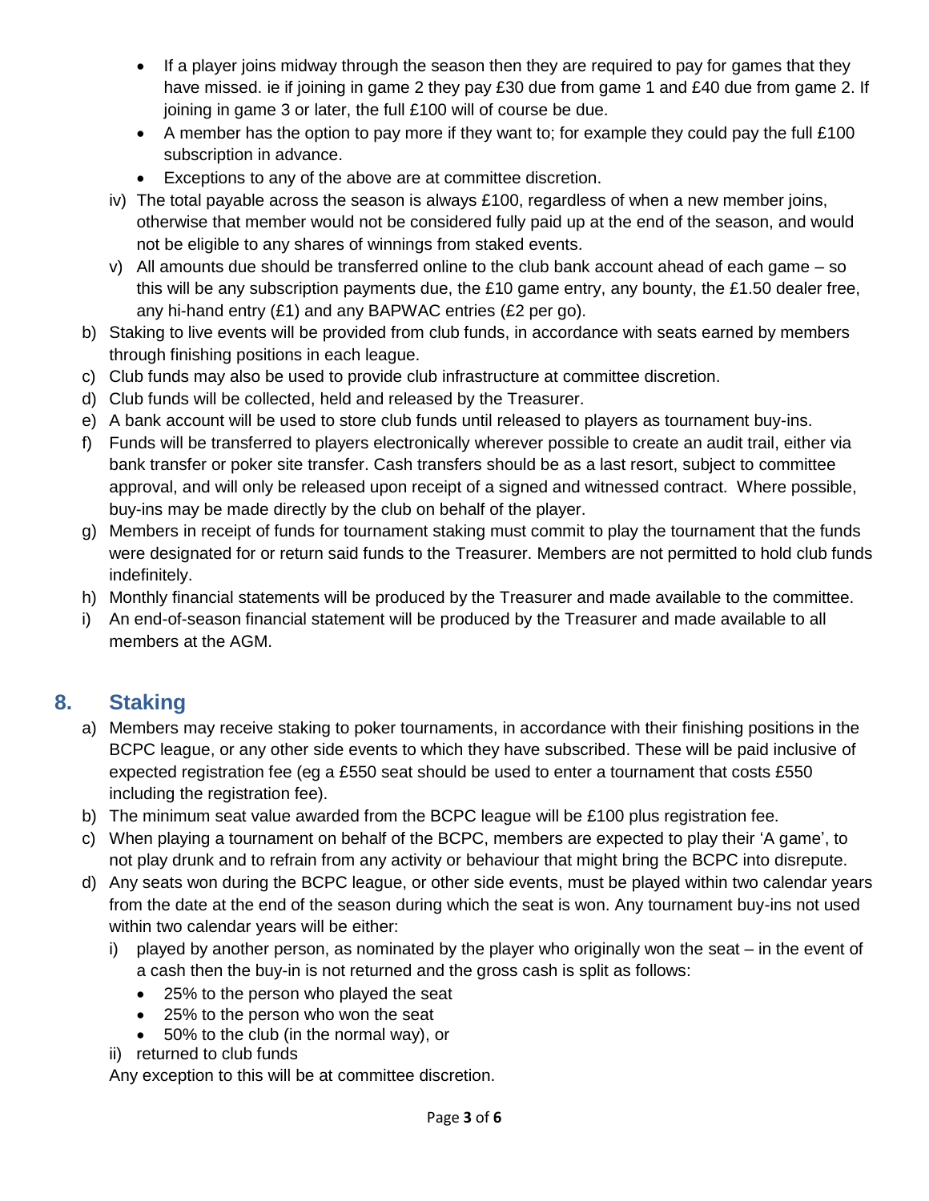- If a player joins midway through the season then they are required to pay for games that they have missed. ie if joining in game 2 they pay £30 due from game 1 and £40 due from game 2. If joining in game 3 or later, the full £100 will of course be due.
- A member has the option to pay more if they want to; for example they could pay the full £100 subscription in advance.
- Exceptions to any of the above are at committee discretion.

iv) The total payable across the season is always £100, regardless of when a new member joins, otherwise that member would not be considered fully paid up at the end of the season, and would not be eligible to any shares of winnings from staked events.

v) All amounts due should be transferred online to the club bank account ahead of each game – so this will be any subscription payments due, the £10 game entry, any bounty, the £1.50 dealer free, any hi-hand entry (£1) and any BAPWAC entries (£2 per go).

b) Staking to live events will be provided from club funds, in accordance with seats earned by members through finishing positions in each league.

c) Club funds may also be used to provide club infrastructure at committee discretion.

d) Club funds will be collected, held and released by the Treasurer.

e) A bank account will be used to store club funds until released to players as tournament buy-ins.

f) Funds will be transferred to players electronically wherever possible to create an audit trail, either via bank transfer or poker site transfer. Cash transfers should be as a last resort, subject to committee approval, and will only be released upon receipt of a signed and witnessed contract. Where possible, buy-ins may be made directly by the club on behalf of the player.

g) Members in receipt of funds for tournament staking must commit to play the tournament that the funds were designated for or return said funds to the Treasurer. Members are not permitted to hold club funds indefinitely.

h) Monthly financial statements will be produced by the Treasurer and made available to the committee.

i) An end-of-season financial statement will be produced by the Treasurer and made available to all members at the AGM.

## 8. Staking

a) Members may receive staking to poker tournaments, in accordance with their finishing positions in the BCPC league, or any other side events to which they have subscribed. These will be paid inclusive of expected registration fee (eg a £550 seat should be used to enter a tournament that costs £550 including the registration fee).

b) The minimum seat value awarded from the BCPC league will be £100 plus registration fee.

c) When playing a tournament on behalf of the BCPC, members are expected to play their 'A game', to not play drunk and to refrain from any activity or behaviour that might bring the BCPC into disrepute.

d) Any seats won during the BCPC league, or other side events, must be played within two calendar years from the date at the end of the season during which the seat is won. Any tournament buy-ins not used within two calendar years will be either:

i) played by another person, as nominated by the player who originally won the seat – in the event of a cash then the buy-in is not returned and the gross cash is split as follows:
   - 25% to the person who played the seat
   - 25% to the person who won the seat
   - 50% to the club (in the normal way), or

ii) returned to club funds

Any exception to this will be at committee discretion.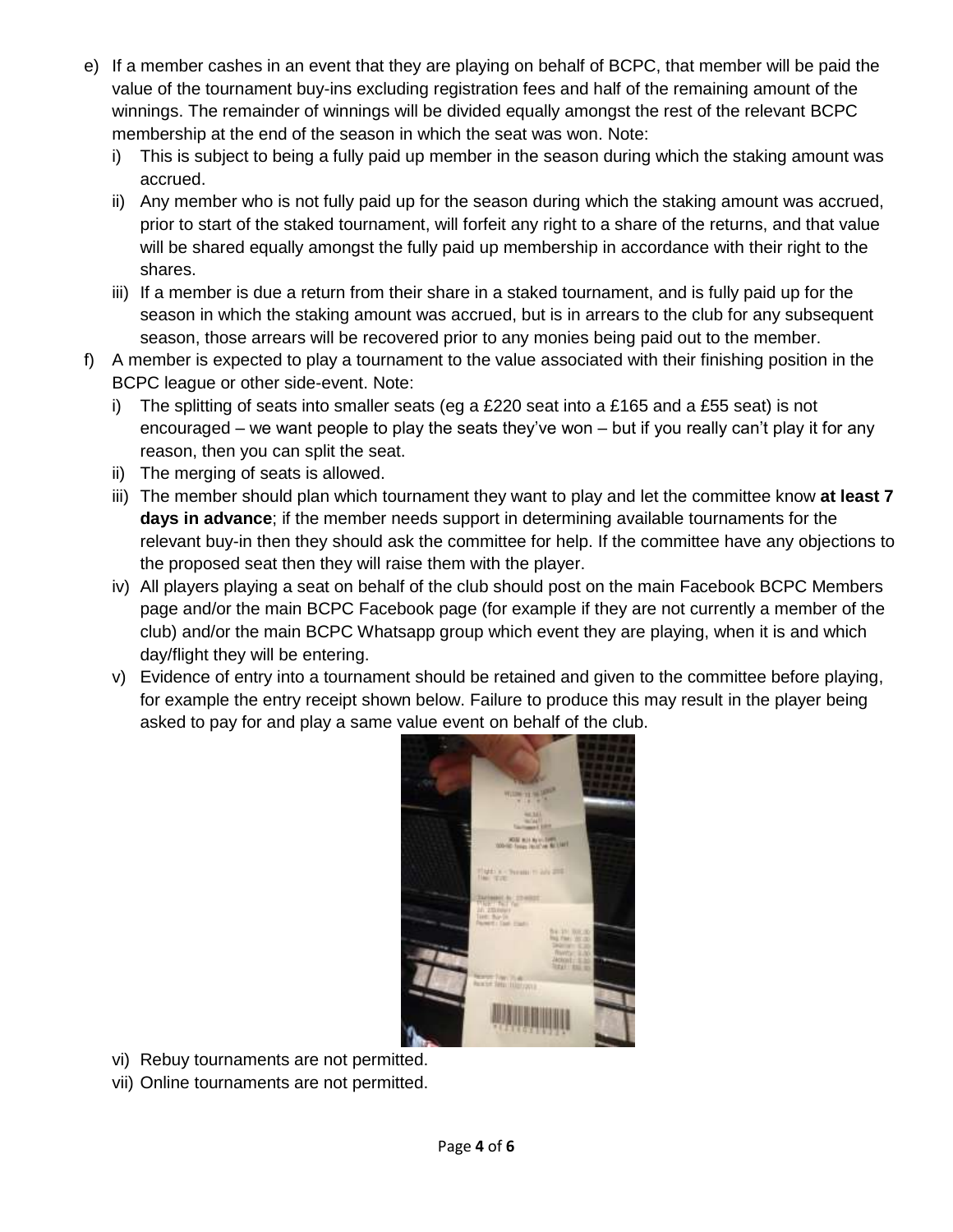e) If a member cashes in an event that they are playing on behalf of BCPC, that member will be paid the value of the tournament buy-ins excluding registration fees and half of the remaining amount of the winnings. The remainder of winnings will be divided equally amongst the rest of the relevant BCPC membership at the end of the season in which the seat was won. Note:
   i) This is subject to being a fully paid up member in the season during which the staking amount was accrued.
   ii) Any member who is not fully paid up for the season during which the staking amount was accrued, prior to start of the staked tournament, will forfeit any right to a share of the returns, and that value will be shared equally amongst the fully paid up membership in accordance with their right to the shares.
   iii) If a member is due a return from their share in a staked tournament, and is fully paid up for the season in which the staking amount was accrued, but is in arrears to the club for any subsequent season, those arrears will be recovered prior to any monies being paid out to the member.

f) A member is expected to play a tournament to the value associated with their finishing position in the BCPC league or other side-event. Note:
   i) The splitting of seats into smaller seats (eg a £220 seat into a £165 and a £55 seat) is not encouraged – we want people to play the seats they've won – but if you really can't play it for any reason, then you can split the seat.
   ii) The merging of seats is allowed.
   iii) The member should plan which tournament they want to play and let the committee know **at least 7 days in advance**; if the member needs support in determining available tournaments for the relevant buy-in then they should ask the committee for help. If the committee have any objections to the proposed seat then they will raise them with the player.
   iv) All players playing a seat on behalf of the club should post on the main Facebook BCPC Members page and/or the main BCPC Facebook page (for example if they are not currently a member of the club) and/or the main BCPC Whatsapp group which event they are playing, when it is and which day/flight they will be entering.
   v) Evidence of entry into a tournament should be retained and given to the committee before playing, for example the entry receipt shown below. Failure to produce this may result in the player being asked to pay for and play a same value event on behalf of the club.
   vi) Rebuy tournaments are not permitted.
   vii) Online tournaments are not permitted.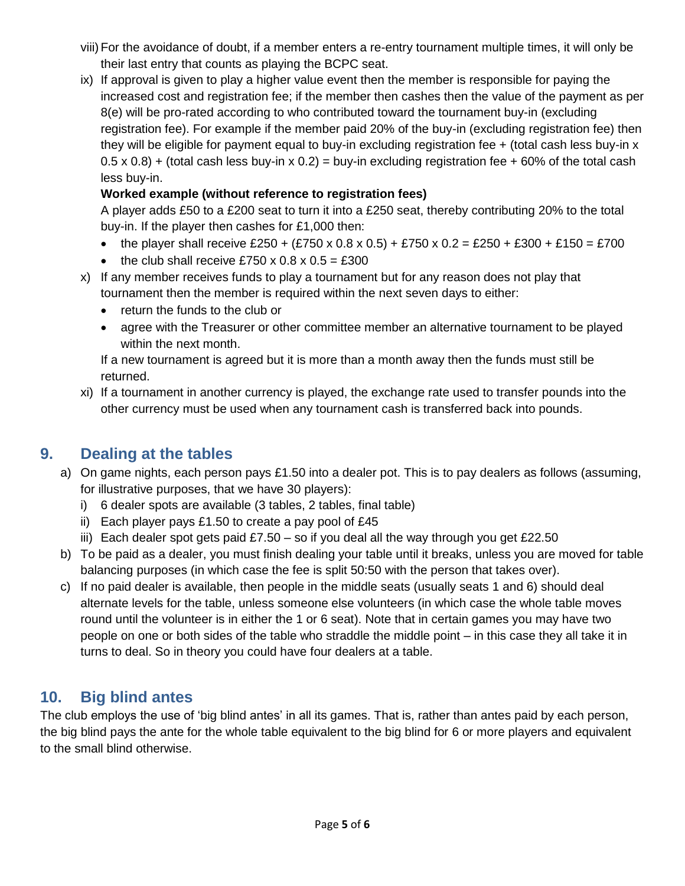viii) For the avoidance of doubt, if a member enters a re-entry tournament multiple times, it will only be their last entry that counts as playing the BCPC seat.

ix) If approval is given to play a higher value event then the member is responsible for paying the increased cost and registration fee; if the member then cashes then the value of the payment as per 8(e) will be pro-rated according to who contributed toward the tournament buy-in (excluding registration fee). For example if the member paid 20% of the buy-in (excluding registration fee) then they will be eligible for payment equal to buy-in excluding registration fee + (total cash less buy-in x 0.5 x 0.8) + (total cash less buy-in x 0.2) = buy-in excluding registration fee + 60% of the total cash less buy-in.

**Worked example (without reference to registration fees)**

A player adds £50 to a £200 seat to turn it into a £250 seat, thereby contributing 20% to the total buy-in. If the player then cashes for £1,000 then:

- the player shall receive £250 + (£750 x 0.8 x 0.5) + £750 x 0.2 = £250 + £300 + £150 = £700
- the club shall receive £750 x 0.8 x 0.5 = £300

x) If any member receives funds to play a tournament but for any reason does not play that tournament then the member is required within the next seven days to either:

- return the funds to the club or
- agree with the Treasurer or other committee member an alternative tournament to be played within the next month.

If a new tournament is agreed but it is more than a month away then the funds must still be returned.

xi) If a tournament in another currency is played, the exchange rate used to transfer pounds into the other currency must be used when any tournament cash is transferred back into pounds.

## 9. Dealing at the tables

a) On game nights, each person pays £1.50 into a dealer pot. This is to pay dealers as follows (assuming, for illustrative purposes, that we have 30 players):

  i) 6 dealer spots are available (3 tables, 2 tables, final table)

  ii) Each player pays £1.50 to create a pay pool of £45

  iii) Each dealer spot gets paid £7.50 – so if you deal all the way through you get £22.50

b) To be paid as a dealer, you must finish dealing your table until it breaks, unless you are moved for table balancing purposes (in which case the fee is split 50:50 with the person that takes over).

c) If no paid dealer is available, then people in the middle seats (usually seats 1 and 6) should deal alternate levels for the table, unless someone else volunteers (in which case the whole table moves round until the volunteer is in either the 1 or 6 seat). Note that in certain games you may have two people on one or both sides of the table who straddle the middle point – in this case they all take it in turns to deal. So in theory you could have four dealers at a table.

## 10. Big blind antes

The club employs the use of 'big blind antes' in all its games. That is, rather than antes paid by each person, the big blind pays the ante for the whole table equivalent to the big blind for 6 or more players and equivalent to the small blind otherwise.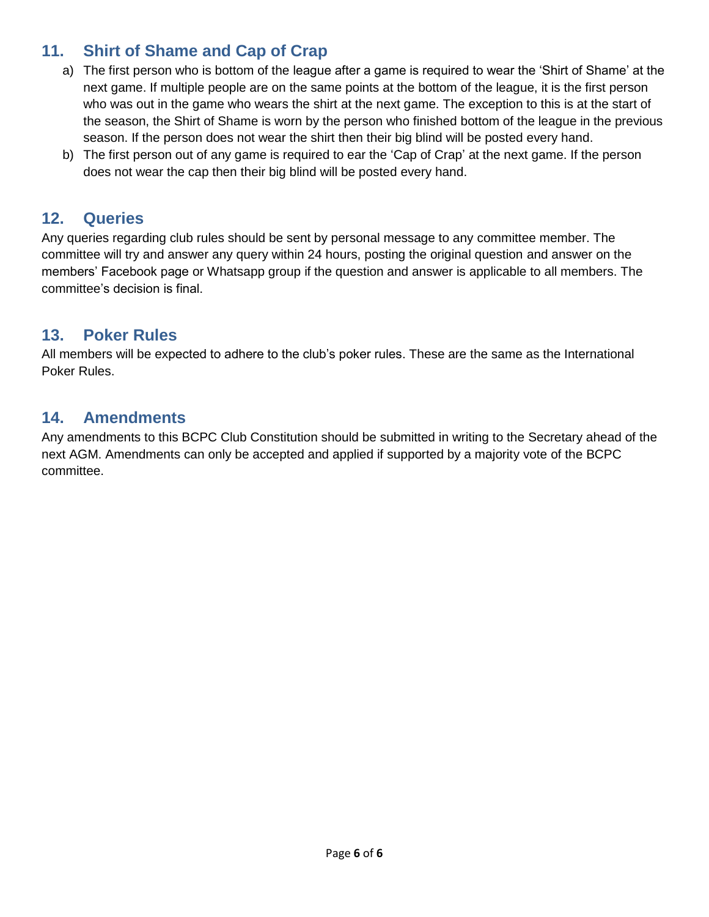## 11. Shirt of Shame and Cap of Crap

a) The first person who is bottom of the league after a game is required to wear the 'Shirt of Shame' at the next game. If multiple people are on the same points at the bottom of the league, it is the first person who was out in the game who wears the shirt at the next game. The exception to this is at the start of the season, the Shirt of Shame is worn by the person who finished bottom of the league in the previous season. If the person does not wear the shirt then their big blind will be posted every hand.

b) The first person out of any game is required to ear the 'Cap of Crap' at the next game. If the person does not wear the cap then their big blind will be posted every hand.

## 12. Queries

Any queries regarding club rules should be sent by personal message to any committee member. The committee will try and answer any query within 24 hours, posting the original question and answer on the members' Facebook page or Whatsapp group if the question and answer is applicable to all members. The committee's decision is final.

## 13. Poker Rules

All members will be expected to adhere to the club's poker rules. These are the same as the International Poker Rules.

## 14. Amendments

Any amendments to this BCPC Club Constitution should be submitted in writing to the Secretary ahead of the next AGM. Amendments can only be accepted and applied if supported by a majority vote of the BCPC committee.